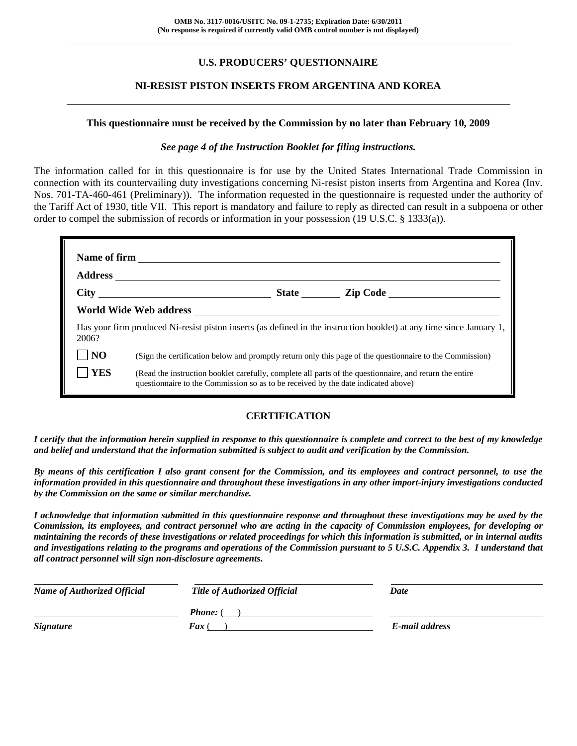**OMB No. 3117-0016/USITC No. 09-1-2735; Expiration Date: 6/30/2011**
**(No response is required if currently valid OMB control number is not displayed)**

# U.S. PRODUCERS' QUESTIONNAIRE

## NI-RESIST PISTON INSERTS FROM ARGENTINA AND KOREA

**This questionnaire must be received by the Commission by no later than February 10, 2009**

***See page 4 of the Instruction Booklet for filing instructions.***

The information called for in this questionnaire is for use by the United States International Trade Commission in connection with its countervailing duty investigations concerning Ni-resist piston inserts from Argentina and Korea (Inv. Nos. 701-TA-460-461 (Preliminary)). The information requested in the questionnaire is requested under the authority of the Tariff Act of 1930, title VII. This report is mandatory and failure to reply as directed can result in a subpoena or other order to compel the submission of records or information in your possession (19 U.S.C. § 1333(a)).

**Name of firm** ______________________________

**Address** ______________________________

**City** ______________ **State** ________ **Zip Code** ______________

**World Wide Web address** ______________________________

Has your firm produced Ni-resist piston inserts (as defined in the instruction booklet) at any time since January 1, 2006?

☐ **NO** (Sign the certification below and promptly return only this page of the questionnaire to the Commission)

☐ **YES** (Read the instruction booklet carefully, complete all parts of the questionnaire, and return the entire questionnaire to the Commission so as to be received by the date indicated above)

## CERTIFICATION

***I certify that the information herein supplied in response to this questionnaire is complete and correct to the best of my knowledge and belief and understand that the information submitted is subject to audit and verification by the Commission.***

***By means of this certification I also grant consent for the Commission, and its employees and contract personnel, to use the information provided in this questionnaire and throughout these investigations in any other import-injury investigations conducted by the Commission on the same or similar merchandise.***

***I acknowledge that information submitted in this questionnaire response and throughout these investigations may be used by the Commission, its employees, and contract personnel who are acting in the capacity of Commission employees, for developing or maintaining the records of these investigations or related proceedings for which this information is submitted, or in internal audits and investigations relating to the programs and operations of the Commission pursuant to 5 U.S.C. Appendix 3. I understand that all contract personnel will sign non-disclosure agreements.***

| ______________________ | ______________________ | ______________________ |
|---|---|---|
| ***Name of Authorized Official*** | ***Title of Authorized Official*** | ***Date*** |
| ______________________ | ***Phone:*** (   ) ______________ | ______________________ |
| ***Signature*** | ***Fax*** (   ) ______________ | ***E-mail address*** |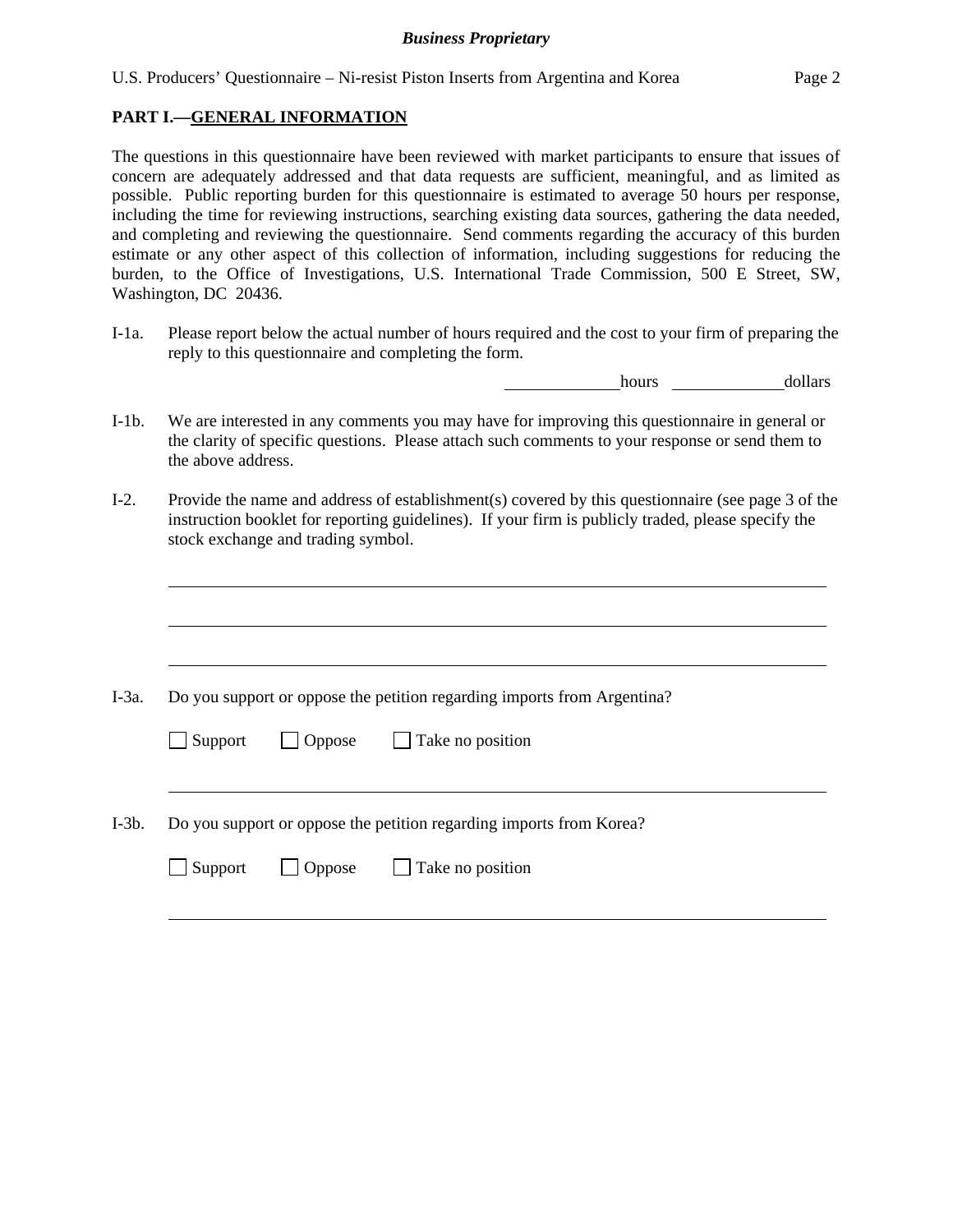## PART I.—GENERAL INFORMATION

The questions in this questionnaire have been reviewed with market participants to ensure that issues of concern are adequately addressed and that data requests are sufficient, meaningful, and as limited as possible. Public reporting burden for this questionnaire is estimated to average 50 hours per response, including the time for reviewing instructions, searching existing data sources, gathering the data needed, and completing and reviewing the questionnaire. Send comments regarding the accuracy of this burden estimate or any other aspect of this collection of information, including suggestions for reducing the burden, to the Office of Investigations, U.S. International Trade Commission, 500 E Street, SW, Washington, DC 20436.

I-1a. Please report below the actual number of hours required and the cost to your firm of preparing the reply to this questionnaire and completing the form.

\_\_\_\_\_\_\_\_\_\_\_\_ hours \_\_\_\_\_\_\_\_\_\_\_\_ dollars

I-1b. We are interested in any comments you may have for improving this questionnaire in general or the clarity of specific questions. Please attach such comments to your response or send them to the above address.

I-2. Provide the name and address of establishment(s) covered by this questionnaire (see page 3 of the instruction booklet for reporting guidelines). If your firm is publicly traded, please specify the stock exchange and trading symbol.

\_\_\_\_\_\_\_\_\_\_\_\_\_\_\_\_\_\_\_\_\_\_\_\_\_\_\_\_\_\_\_\_\_\_\_\_\_\_\_\_\_\_\_\_\_\_\_\_\_\_\_\_\_\_\_\_

\_\_\_\_\_\_\_\_\_\_\_\_\_\_\_\_\_\_\_\_\_\_\_\_\_\_\_\_\_\_\_\_\_\_\_\_\_\_\_\_\_\_\_\_\_\_\_\_\_\_\_\_\_\_\_\_

\_\_\_\_\_\_\_\_\_\_\_\_\_\_\_\_\_\_\_\_\_\_\_\_\_\_\_\_\_\_\_\_\_\_\_\_\_\_\_\_\_\_\_\_\_\_\_\_\_\_\_\_\_\_\_\_

I-3a. Do you support or oppose the petition regarding imports from Argentina?

☐ Support ☐ Oppose ☐ Take no position

\_\_\_\_\_\_\_\_\_\_\_\_\_\_\_\_\_\_\_\_\_\_\_\_\_\_\_\_\_\_\_\_\_\_\_\_\_\_\_\_\_\_\_\_\_\_\_\_\_\_\_\_\_\_\_\_

I-3b. Do you support or oppose the petition regarding imports from Korea?

☐ Support ☐ Oppose ☐ Take no position

\_\_\_\_\_\_\_\_\_\_\_\_\_\_\_\_\_\_\_\_\_\_\_\_\_\_\_\_\_\_\_\_\_\_\_\_\_\_\_\_\_\_\_\_\_\_\_\_\_\_\_\_\_\_\_\_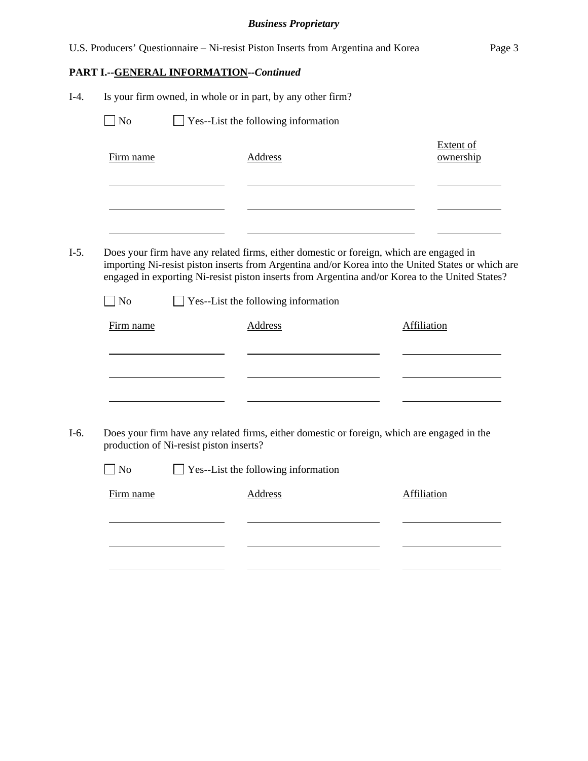**PART I.--GENERAL INFORMATION--*Continued***

I-4. Is your firm owned, in whole or in part, by any other firm?

☐ No ☐ Yes--List the following information

| Firm name | Address | Extent of ownership |
|---|---|---|
| | | |
| | | |
| | | |

I-5. Does your firm have any related firms, either domestic or foreign, which are engaged in importing Ni-resist piston inserts from Argentina and/or Korea into the United States or which are engaged in exporting Ni-resist piston inserts from Argentina and/or Korea to the United States?

☐ No ☐ Yes--List the following information

| Firm name | Address | Affiliation |
|---|---|---|
| | | |
| | | |
| | | |

I-6. Does your firm have any related firms, either domestic or foreign, which are engaged in the production of Ni-resist piston inserts?

☐ No ☐ Yes--List the following information

| Firm name | Address | Affiliation |
|---|---|---|
| | | |
| | | |
| | | |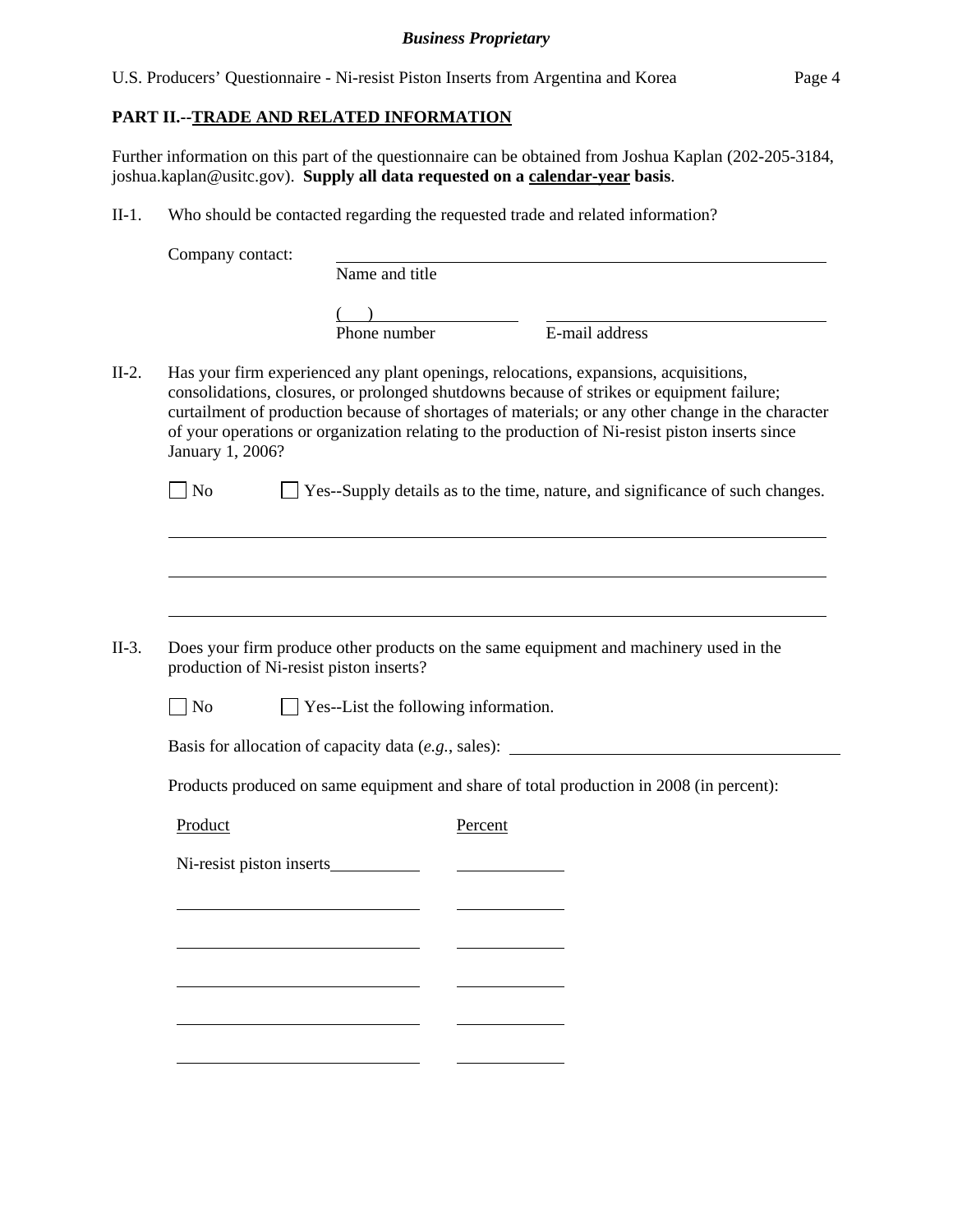## PART II.--TRADE AND RELATED INFORMATION

Further information on this part of the questionnaire can be obtained from Joshua Kaplan (202-205-3184, joshua.kaplan@usitc.gov). **Supply all data requested on a calendar-year basis**.

II-1. Who should be contacted regarding the requested trade and related information?

Company contact: ______________________________
Name and title

(   ) ______________ ______________________
Phone number E-mail address

II-2. Has your firm experienced any plant openings, relocations, expansions, acquisitions, consolidations, closures, or prolonged shutdowns because of strikes or equipment failure; curtailment of production because of shortages of materials; or any other change in the character of your operations or organization relating to the production of Ni-resist piston inserts since January 1, 2006?

☐ No ☐ Yes--Supply details as to the time, nature, and significance of such changes.

______________________________________________________________________

______________________________________________________________________

______________________________________________________________________

II-3. Does your firm produce other products on the same equipment and machinery used in the production of Ni-resist piston inserts?

☐ No ☐ Yes--List the following information.

Basis for allocation of capacity data (*e.g.*, sales): ______________________________

Products produced on same equipment and share of total production in 2008 (in percent):

| Product | Percent |
|---|---|
| Ni-resist piston inserts | |
| | |
| | |
| | |
| | |
| | |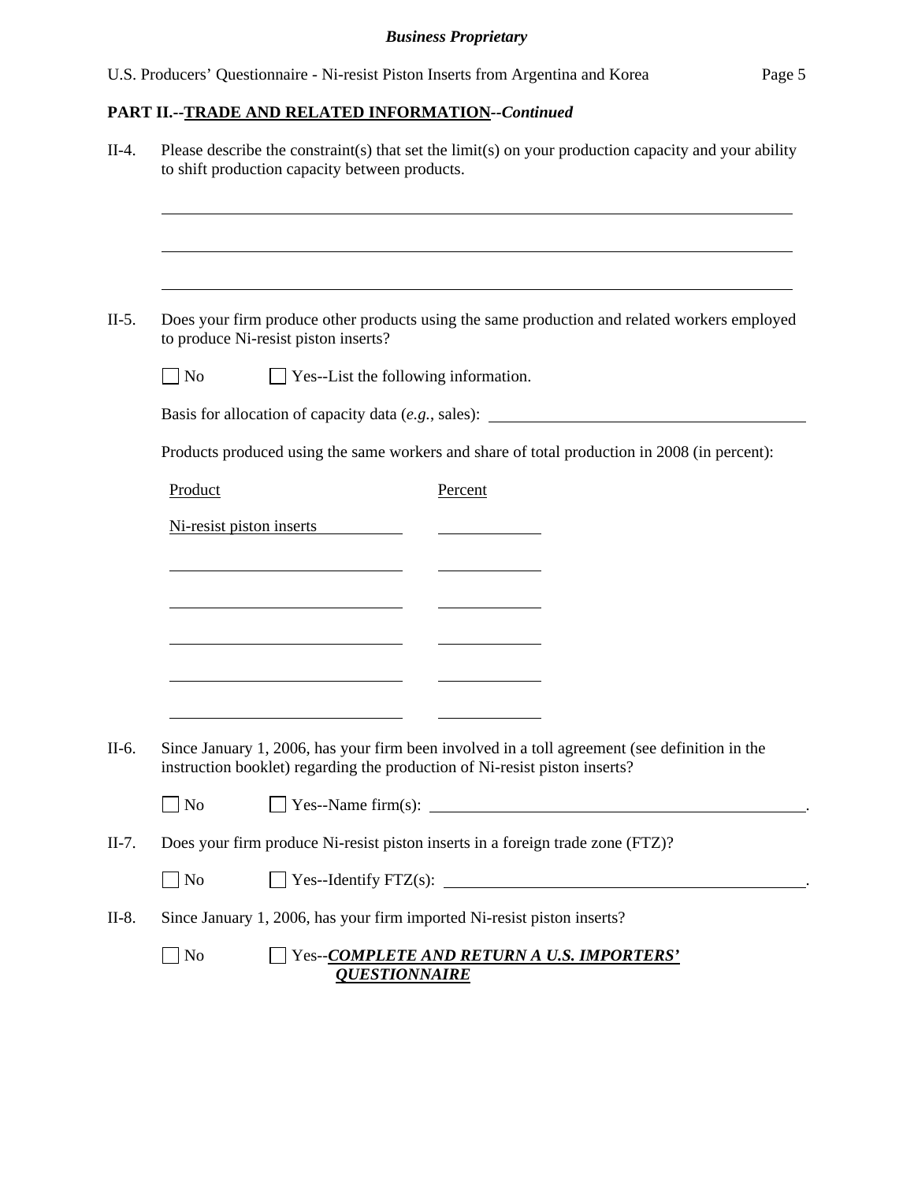**PART II.--TRADE AND RELATED INFORMATION--*Continued***

II-4. Please describe the constraint(s) that set the limit(s) on your production capacity and your ability to shift production capacity between products.

\_\_\_\_\_\_\_\_\_\_\_\_\_\_\_\_\_\_\_\_\_\_\_\_\_\_\_\_\_\_\_\_\_\_\_\_\_\_\_\_\_\_\_\_\_\_\_\_\_\_\_\_\_\_\_\_\_\_\_\_

\_\_\_\_\_\_\_\_\_\_\_\_\_\_\_\_\_\_\_\_\_\_\_\_\_\_\_\_\_\_\_\_\_\_\_\_\_\_\_\_\_\_\_\_\_\_\_\_\_\_\_\_\_\_\_\_\_\_\_\_

\_\_\_\_\_\_\_\_\_\_\_\_\_\_\_\_\_\_\_\_\_\_\_\_\_\_\_\_\_\_\_\_\_\_\_\_\_\_\_\_\_\_\_\_\_\_\_\_\_\_\_\_\_\_\_\_\_\_\_\_

II-5. Does your firm produce other products using the same production and related workers employed to produce Ni-resist piston inserts?

☐ No ☐ Yes--List the following information.

Basis for allocation of capacity data (*e.g.*, sales): \_\_\_\_\_\_\_\_\_\_\_\_\_\_\_\_\_\_\_\_\_\_\_\_\_\_\_\_\_\_

Products produced using the same workers and share of total production in 2008 (in percent):

| Product | Percent |
|---|---|
| Ni-resist piston inserts | |
| | |
| | |
| | |
| | |
| | |

II-6. Since January 1, 2006, has your firm been involved in a toll agreement (see definition in the instruction booklet) regarding the production of Ni-resist piston inserts?

☐ No ☐ Yes--Name firm(s): \_\_\_\_\_\_\_\_\_\_\_\_\_\_\_\_\_\_\_\_\_\_\_\_\_\_\_\_\_\_\_\_\_\_\_\_.

II-7. Does your firm produce Ni-resist piston inserts in a foreign trade zone (FTZ)?

☐ No ☐ Yes--Identify FTZ(s): \_\_\_\_\_\_\_\_\_\_\_\_\_\_\_\_\_\_\_\_\_\_\_\_\_\_\_\_\_\_\_\_\_\_\_\_.

II-8. Since January 1, 2006, has your firm imported Ni-resist piston inserts?

☐ No ☐ Yes--***COMPLETE AND RETURN A U.S. IMPORTERS' QUESTIONNAIRE***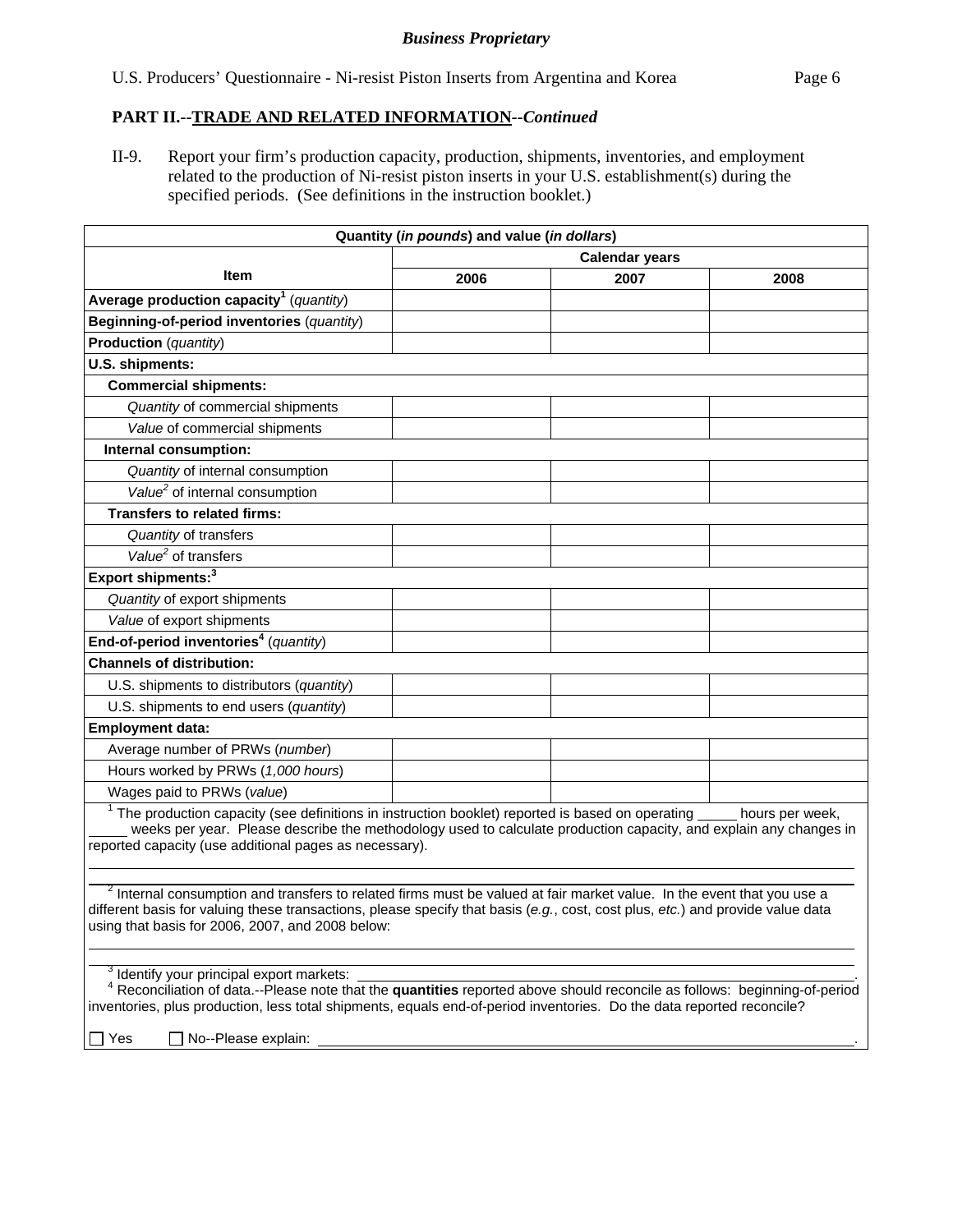**PART II.--TRADE AND RELATED INFORMATION--*Continued***

II-9. Report your firm's production capacity, production, shipments, inventories, and employment related to the production of Ni-resist piston inserts in your U.S. establishment(s) during the specified periods. (See definitions in the instruction booklet.)

| Quantity (*in pounds*) and value (*in dollars*) | | | |
|---|---|---|---|
| Item | Calendar years | | |
| | 2006 | 2007 | 2008 |
| **Average production capacity**[1] (*quantity*) | | | |
| **Beginning-of-period inventories** (*quantity*) | | | |
| **Production** (*quantity*) | | | |
| **U.S. shipments:** | | | |
| **Commercial shipments:** | | | |
| *Quantity* of commercial shipments | | | |
| *Value* of commercial shipments | | | |
| **Internal consumption:** | | | |
| *Quantity* of internal consumption | | | |
| *Value*[2] of internal consumption | | | |
| **Transfers to related firms:** | | | |
| *Quantity* of transfers | | | |
| *Value*[2] of transfers | | | |
| **Export shipments:**[3] | | | |
| *Quantity* of export shipments | | | |
| *Value* of export shipments | | | |
| **End-of-period inventories**[4] (*quantity*) | | | |
| **Channels of distribution:** | | | |
| U.S. shipments to distributors (*quantity*) | | | |
| U.S. shipments to end users (*quantity*) | | | |
| **Employment data:** | | | |
| Average number of PRWs (*number*) | | | |
| Hours worked by PRWs (*1,000 hours*) | | | |
| Wages paid to PRWs (*value*) | | | |

[1] The production capacity (see definitions in instruction booklet) reported is based on operating _____ hours per week, _____ weeks per year. Please describe the methodology used to calculate production capacity, and explain any changes in reported capacity (use additional pages as necessary).

[2] Internal consumption and transfers to related firms must be valued at fair market value. In the event that you use a different basis for valuing these transactions, please specify that basis (*e.g.*, cost, cost plus, *etc.*) and provide value data using that basis for 2006, 2007, and 2008 below:

[3] Identify your principal export markets: ______________________________.

[4] Reconciliation of data.--Please note that the **quantities** reported above should reconcile as follows: beginning-of-period inventories, plus production, less total shipments, equals end-of-period inventories. Do the data reported reconcile?

☐ Yes ☐ No--Please explain: ______________________________.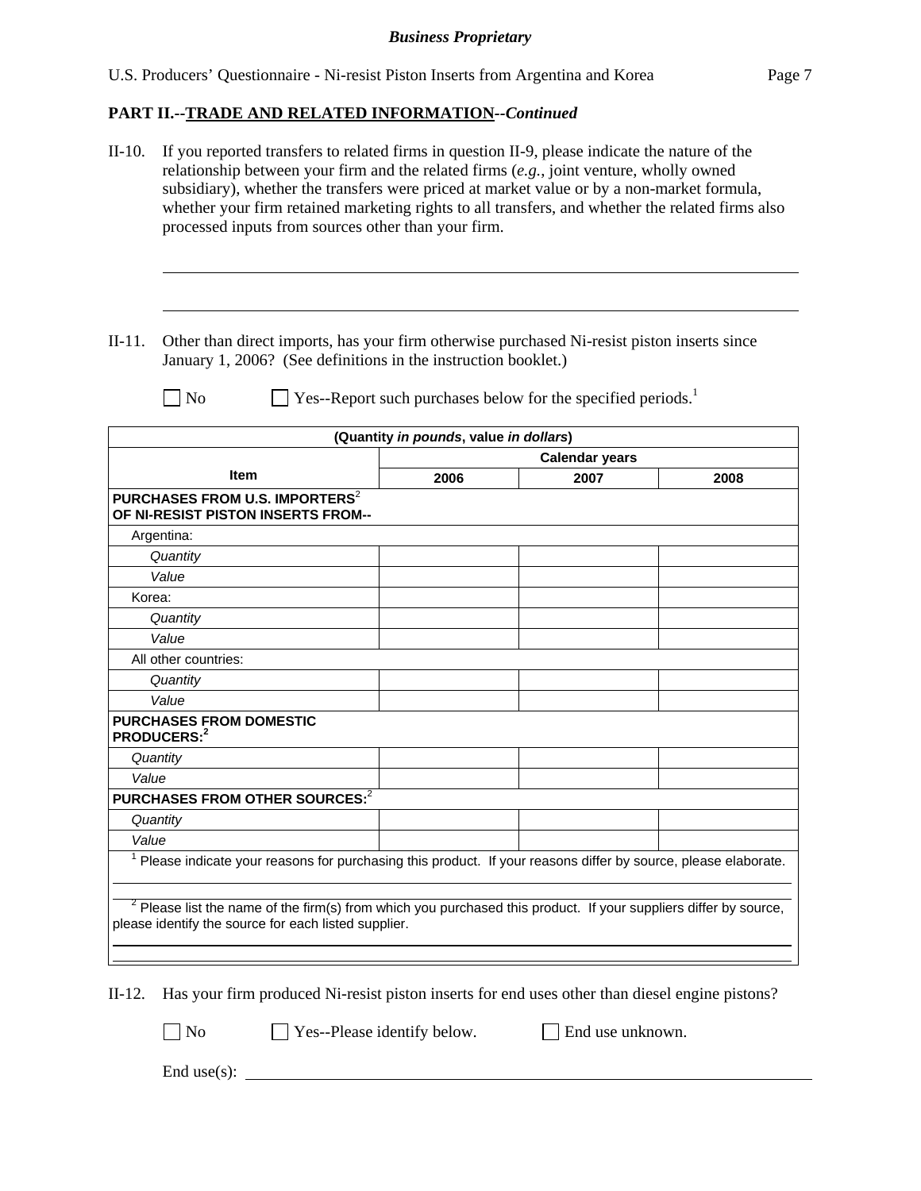*Business Proprietary*

**PART II.--TRADE AND RELATED INFORMATION--*Continued***

II-10. If you reported transfers to related firms in question II-9, please indicate the nature of the relationship between your firm and the related firms (*e.g.*, joint venture, wholly owned subsidiary), whether the transfers were priced at market value or by a non-market formula, whether your firm retained marketing rights to all transfers, and whether the related firms also processed inputs from sources other than your firm.

______________________________________________________________________

______________________________________________________________________

II-11. Other than direct imports, has your firm otherwise purchased Ni-resist piston inserts since January 1, 2006? (See definitions in the instruction booklet.)

☐ No ☐ Yes--Report such purchases below for the specified periods.[1]

| (Quantity *in pounds*, value *in dollars*) | | | |
|---|---|---|---|
| Item | Calendar years | | |
| | 2006 | 2007 | 2008 |
| **PURCHASES FROM U.S. IMPORTERS[2] OF NI-RESIST PISTON INSERTS FROM--** | | | |
| Argentina: | | | |
| *Quantity* | | | |
| *Value* | | | |
| Korea: | | | |
| *Quantity* | | | |
| *Value* | | | |
| All other countries: | | | |
| *Quantity* | | | |
| *Value* | | | |
| **PURCHASES FROM DOMESTIC PRODUCERS:[2]** | | | |
| *Quantity* | | | |
| *Value* | | | |
| **PURCHASES FROM OTHER SOURCES:[2]** | | | |
| *Quantity* | | | |
| *Value* | | | |

[1] Please indicate your reasons for purchasing this product. If your reasons differ by source, please elaborate.

______________________________________________________________________

[2] Please list the name of the firm(s) from which you purchased this product. If your suppliers differ by source, please identify the source for each listed supplier.

______________________________________________________________________

II-12. Has your firm produced Ni-resist piston inserts for end uses other than diesel engine pistons?

☐ No ☐ Yes--Please identify below. ☐ End use unknown.

End use(s): ______________________________________________________________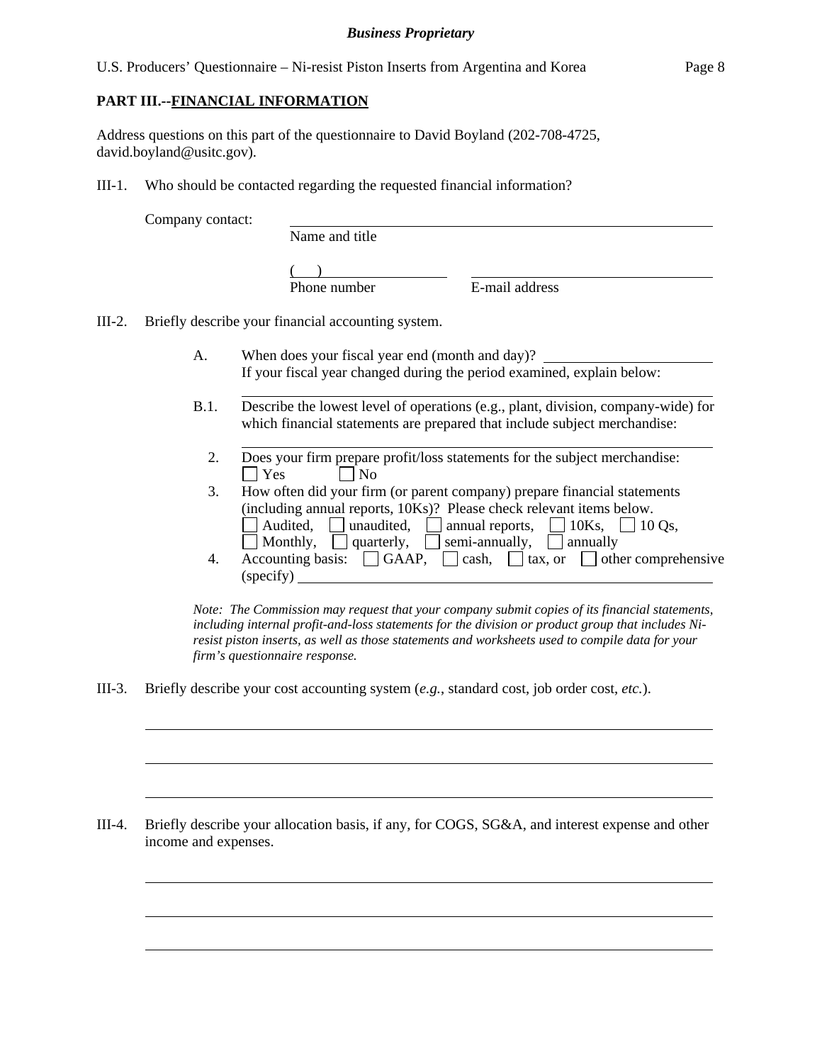**PART III.--FINANCIAL INFORMATION**

Address questions on this part of the questionnaire to David Boyland (202-708-4725, david.boyland@usitc.gov).

III-1. Who should be contacted regarding the requested financial information?

Company contact: ______________________________
Name and title

(    ) ____________________          ______________________________
Phone number          E-mail address

III-2. Briefly describe your financial accounting system.

A. When does your fiscal year end (month and day)? ____________________
If your fiscal year changed during the period examined, explain below:

______________________________________________________________

B.1. Describe the lowest level of operations (e.g., plant, division, company-wide) for which financial statements are prepared that include subject merchandise:

______________________________________________________________

2. Does your firm prepare profit/loss statements for the subject merchandise:
☐ Yes     ☐ No

3. How often did your firm (or parent company) prepare financial statements (including annual reports, 10Ks)? Please check relevant items below.
☐ Audited, ☐ unaudited, ☐ annual reports, ☐ 10Ks, ☐ 10 Qs,
☐ Monthly, ☐ quarterly, ☐ semi-annually, ☐ annually

4. Accounting basis: ☐ GAAP, ☐ cash, ☐ tax, or ☐ other comprehensive (specify) ______________________________

*Note: The Commission may request that your company submit copies of its financial statements, including internal profit-and-loss statements for the division or product group that includes Ni-resist piston inserts, as well as those statements and worksheets used to compile data for your firm's questionnaire response.*

III-3. Briefly describe your cost accounting system (*e.g.*, standard cost, job order cost, *etc.*).

______________________________________________________________

______________________________________________________________

______________________________________________________________

III-4. Briefly describe your allocation basis, if any, for COGS, SG&A, and interest expense and other income and expenses.

______________________________________________________________

______________________________________________________________

______________________________________________________________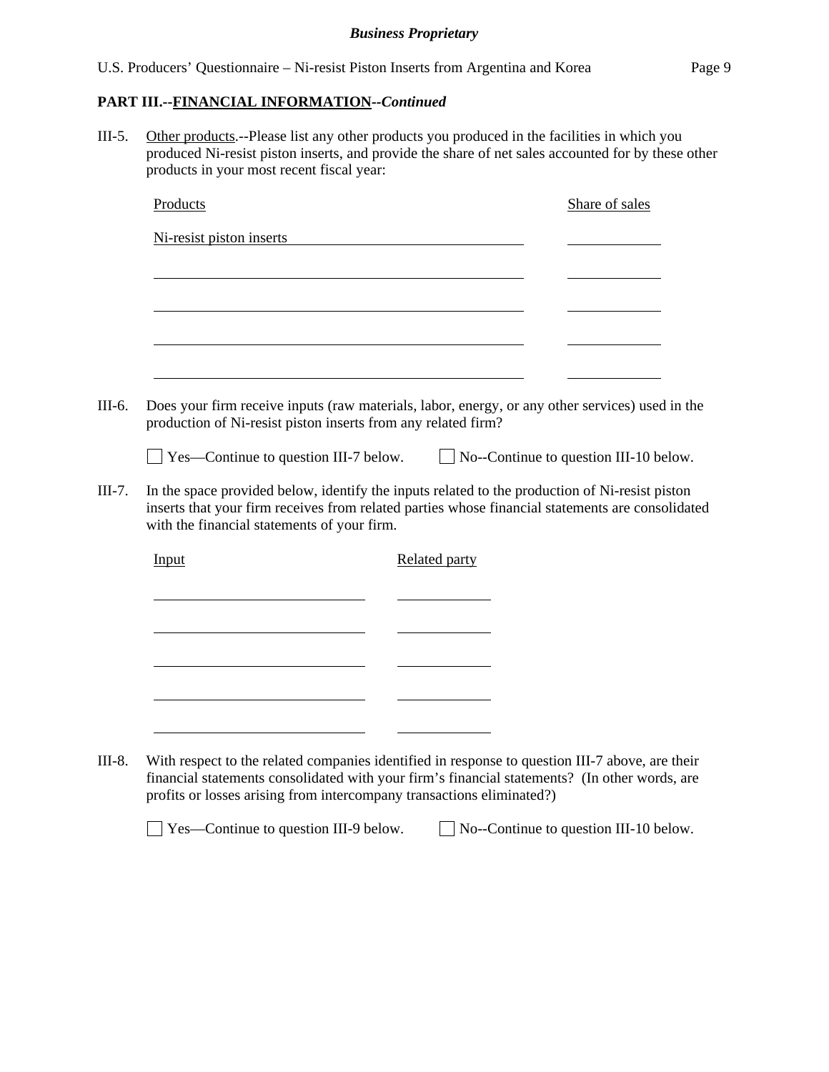**Business Proprietary**

**PART III.--FINANCIAL INFORMATION--*Continued***

III-5. Other products.--Please list any other products you produced in the facilities in which you produced Ni-resist piston inserts, and provide the share of net sales accounted for by these other products in your most recent fiscal year:

| Products | Share of sales |
|---|---|
| Ni-resist piston inserts | |
| | |
| | |
| | |
| | |

III-6. Does your firm receive inputs (raw materials, labor, energy, or any other services) used in the production of Ni-resist piston inserts from any related firm?

☐ Yes—Continue to question III-7 below. ☐ No--Continue to question III-10 below.

III-7. In the space provided below, identify the inputs related to the production of Ni-resist piston inserts that your firm receives from related parties whose financial statements are consolidated with the financial statements of your firm.

| Input | Related party |
|---|---|
| | |
| | |
| | |
| | |
| | |

III-8. With respect to the related companies identified in response to question III-7 above, are their financial statements consolidated with your firm's financial statements? (In other words, are profits or losses arising from intercompany transactions eliminated?)

☐ Yes—Continue to question III-9 below. ☐ No--Continue to question III-10 below.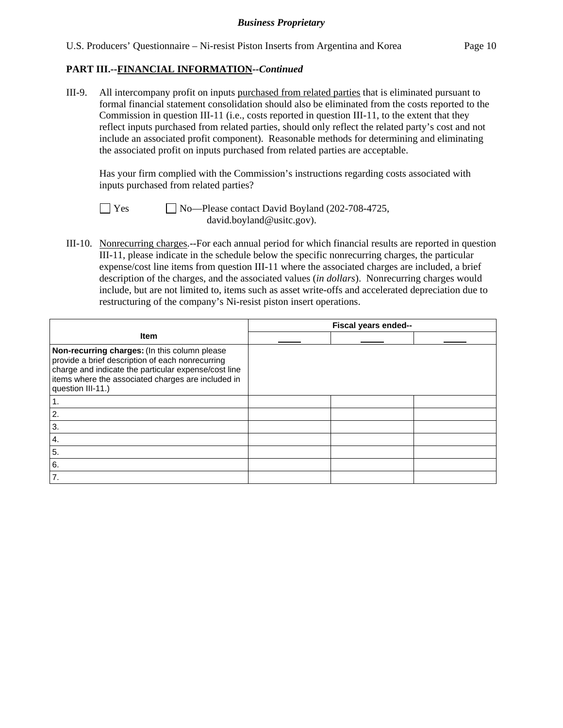**PART III.--FINANCIAL INFORMATION--*Continued***

III-9. All intercompany profit on inputs purchased from related parties that is eliminated pursuant to formal financial statement consolidation should also be eliminated from the costs reported to the Commission in question III-11 (i.e., costs reported in question III-11, to the extent that they reflect inputs purchased from related parties, should only reflect the related party's cost and not include an associated profit component). Reasonable methods for determining and eliminating the associated profit on inputs purchased from related parties are acceptable.

Has your firm complied with the Commission's instructions regarding costs associated with inputs purchased from related parties?

☐ Yes ☐ No—Please contact David Boyland (202-708-4725, david.boyland@usitc.gov).

III-10. Nonrecurring charges.--For each annual period for which financial results are reported in question III-11, please indicate in the schedule below the specific nonrecurring charges, the particular expense/cost line items from question III-11 where the associated charges are included, a brief description of the charges, and the associated values (*in dollars*). Nonrecurring charges would include, but are not limited to, items such as asset write-offs and accelerated depreciation due to restructuring of the company's Ni-resist piston insert operations.

| Item | Fiscal years ended-- | | |
|---|---|---|---|
| | _____ | _____ | _____ |
| **Non-recurring charges:** (In this column please provide a brief description of each nonrecurring charge and indicate the particular expense/cost line items where the associated charges are included in question III-11.) | | | |
| 1. | | | |
| 2. | | | |
| 3. | | | |
| 4. | | | |
| 5. | | | |
| 6. | | | |
| 7. | | | |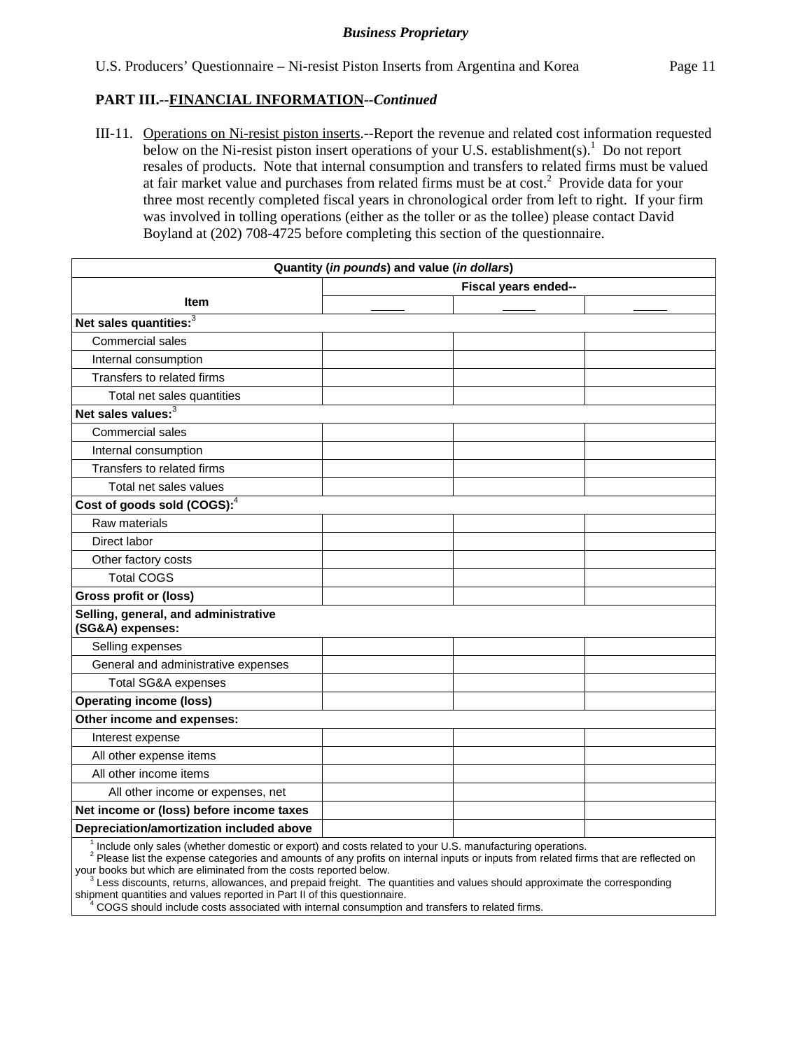**PART III.--FINANCIAL INFORMATION--*Continued***

III-11. Operations on Ni-resist piston inserts.--Report the revenue and related cost information requested below on the Ni-resist piston insert operations of your U.S. establishment(s).[1] Do not report resales of products. Note that internal consumption and transfers to related firms must be valued at fair market value and purchases from related firms must be at cost.[2] Provide data for your three most recently completed fiscal years in chronological order from left to right. If your firm was involved in tolling operations (either as the toller or as the tollee) please contact David Boyland at (202) 708-4725 before completing this section of the questionnaire.

| Quantity (*in pounds*) and value (*in dollars*) | | | |
|---|---|---|---|
| Item | Fiscal years ended-- | | |
| | _____ | _____ | _____ |
| **Net sales quantities:**[3] | | | |
| Commercial sales | | | |
| Internal consumption | | | |
| Transfers to related firms | | | |
| Total net sales quantities | | | |
| **Net sales values:**[3] | | | |
| Commercial sales | | | |
| Internal consumption | | | |
| Transfers to related firms | | | |
| Total net sales values | | | |
| **Cost of goods sold (COGS):**[4] | | | |
| Raw materials | | | |
| Direct labor | | | |
| Other factory costs | | | |
| Total COGS | | | |
| **Gross profit or (loss)** | | | |
| **Selling, general, and administrative (SG&A) expenses:** | | | |
| Selling expenses | | | |
| General and administrative expenses | | | |
| Total SG&A expenses | | | |
| **Operating income (loss)** | | | |
| **Other income and expenses:** | | | |
| Interest expense | | | |
| All other expense items | | | |
| All other income items | | | |
| All other income or expenses, net | | | |
| **Net income or (loss) before income taxes** | | | |
| **Depreciation/amortization included above** | | | |

[1] Include only sales (whether domestic or export) and costs related to your U.S. manufacturing operations.
[2] Please list the expense categories and amounts of any profits on internal inputs or inputs from related firms that are reflected on your books but which are eliminated from the costs reported below.
[3] Less discounts, returns, allowances, and prepaid freight. The quantities and values should approximate the corresponding shipment quantities and values reported in Part II of this questionnaire.
[4] COGS should include costs associated with internal consumption and transfers to related firms.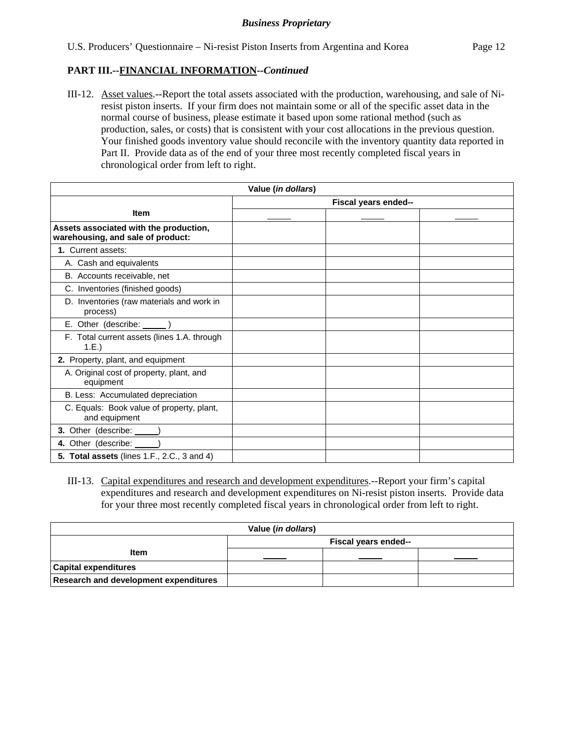**PART III.--FINANCIAL INFORMATION--*Continued***

III-12. Asset values.--Report the total assets associated with the production, warehousing, and sale of Ni-resist piston inserts. If your firm does not maintain some or all of the specific asset data in the normal course of business, please estimate it based upon some rational method (such as production, sales, or costs) that is consistent with your cost allocations in the previous question. Your finished goods inventory value should reconcile with the inventory quantity data reported in Part II. Provide data as of the end of your three most recently completed fiscal years in chronological order from left to right.

| Value (*in dollars*) | | | |
|---|---|---|---|
| Item | Fiscal years ended-- | | |
| | _____ | _____ | _____ |
| **Assets associated with the production, warehousing, and sale of product:** | | | |
| **1.** Current assets: | | | |
| A. Cash and equivalents | | | |
| B. Accounts receivable, net | | | |
| C. Inventories (finished goods) | | | |
| D. Inventories (raw materials and work in process) | | | |
| E. Other (describe: _____ ) | | | |
| F. Total current assets (lines 1.A. through 1.E.) | | | |
| **2.** Property, plant, and equipment | | | |
| A. Original cost of property, plant, and equipment | | | |
| B. Less: Accumulated depreciation | | | |
| C. Equals: Book value of property, plant, and equipment | | | |
| **3.** Other (describe: _____) | | | |
| **4.** Other (describe: _____) | | | |
| **5. Total assets** (lines 1.F., 2.C., 3 and 4) | | | |

III-13. Capital expenditures and research and development expenditures.--Report your firm's capital expenditures and research and development expenditures on Ni-resist piston inserts. Provide data for your three most recently completed fiscal years in chronological order from left to right.

| Value (*in dollars*) | | | |
|---|---|---|---|
| Item | Fiscal years ended-- | | |
| | _____ | _____ | _____ |
| **Capital expenditures** | | | |
| **Research and development expenditures** | | | |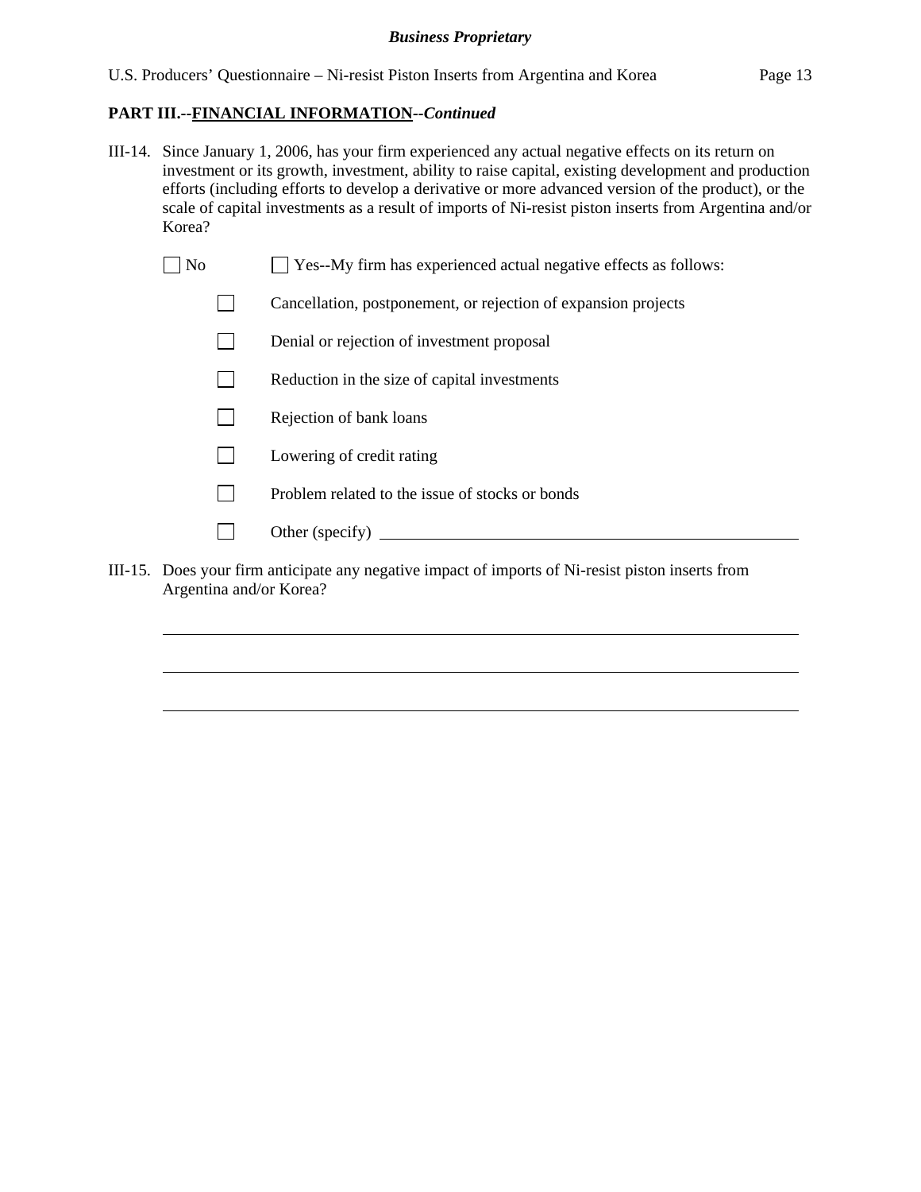**PART III.--FINANCIAL INFORMATION--*Continued***

III-14. Since January 1, 2006, has your firm experienced any actual negative effects on its return on investment or its growth, investment, ability to raise capital, existing development and production efforts (including efforts to develop a derivative or more advanced version of the product), or the scale of capital investments as a result of imports of Ni-resist piston inserts from Argentina and/or Korea?

☐ No ☐ Yes--My firm has experienced actual negative effects as follows:

- ☐ Cancellation, postponement, or rejection of expansion projects
- ☐ Denial or rejection of investment proposal
- ☐ Reduction in the size of capital investments
- ☐ Rejection of bank loans
- ☐ Lowering of credit rating
- ☐ Problem related to the issue of stocks or bonds
- ☐ Other (specify) \_\_\_\_\_\_\_\_\_\_\_\_\_\_\_\_\_\_\_\_\_\_\_\_\_\_\_\_\_\_\_\_\_\_\_\_\_\_\_\_

III-15. Does your firm anticipate any negative impact of imports of Ni-resist piston inserts from Argentina and/or Korea?

\_\_\_\_\_\_\_\_\_\_\_\_\_\_\_\_\_\_\_\_\_\_\_\_\_\_\_\_\_\_\_\_\_\_\_\_\_\_\_\_\_\_\_\_\_\_\_\_\_\_\_\_\_\_\_\_\_\_\_\_

\_\_\_\_\_\_\_\_\_\_\_\_\_\_\_\_\_\_\_\_\_\_\_\_\_\_\_\_\_\_\_\_\_\_\_\_\_\_\_\_\_\_\_\_\_\_\_\_\_\_\_\_\_\_\_\_\_\_\_\_

\_\_\_\_\_\_\_\_\_\_\_\_\_\_\_\_\_\_\_\_\_\_\_\_\_\_\_\_\_\_\_\_\_\_\_\_\_\_\_\_\_\_\_\_\_\_\_\_\_\_\_\_\_\_\_\_\_\_\_\_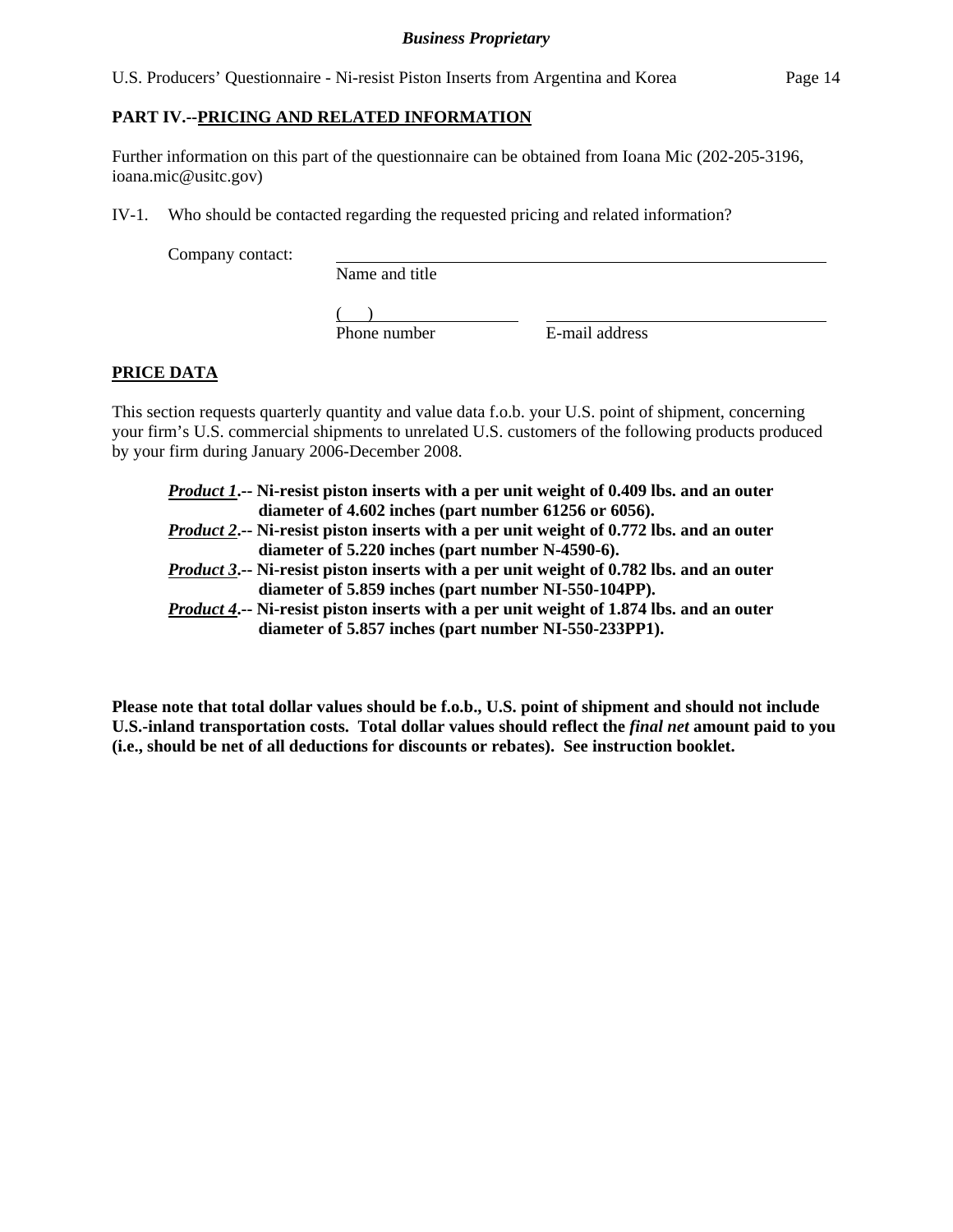## PART IV.--PRICING AND RELATED INFORMATION

Further information on this part of the questionnaire can be obtained from Ioana Mic (202-205-3196, ioana.mic@usitc.gov)

IV-1. Who should be contacted regarding the requested pricing and related information?

Company contact: ______________________________________________
Name and title

(     ) ____________________          ______________________________
Phone number          E-mail address

### PRICE DATA

This section requests quarterly quantity and value data f.o.b. your U.S. point of shipment, concerning your firm's U.S. commercial shipments to unrelated U.S. customers of the following products produced by your firm during January 2006-December 2008.

***Product 1*.-- Ni-resist piston inserts with a per unit weight of 0.409 lbs. and an outer diameter of 4.602 inches (part number 61256 or 6056).**
***Product 2*.-- Ni-resist piston inserts with a per unit weight of 0.772 lbs. and an outer diameter of 5.220 inches (part number N-4590-6).**
***Product 3*.-- Ni-resist piston inserts with a per unit weight of 0.782 lbs. and an outer diameter of 5.859 inches (part number NI-550-104PP).**
***Product 4*.-- Ni-resist piston inserts with a per unit weight of 1.874 lbs. and an outer diameter of 5.857 inches (part number NI-550-233PP1).**

**Please note that total dollar values should be f.o.b., U.S. point of shipment and should not include U.S.-inland transportation costs. Total dollar values should reflect the *final net* amount paid to you (i.e., should be net of all deductions for discounts or rebates). See instruction booklet.**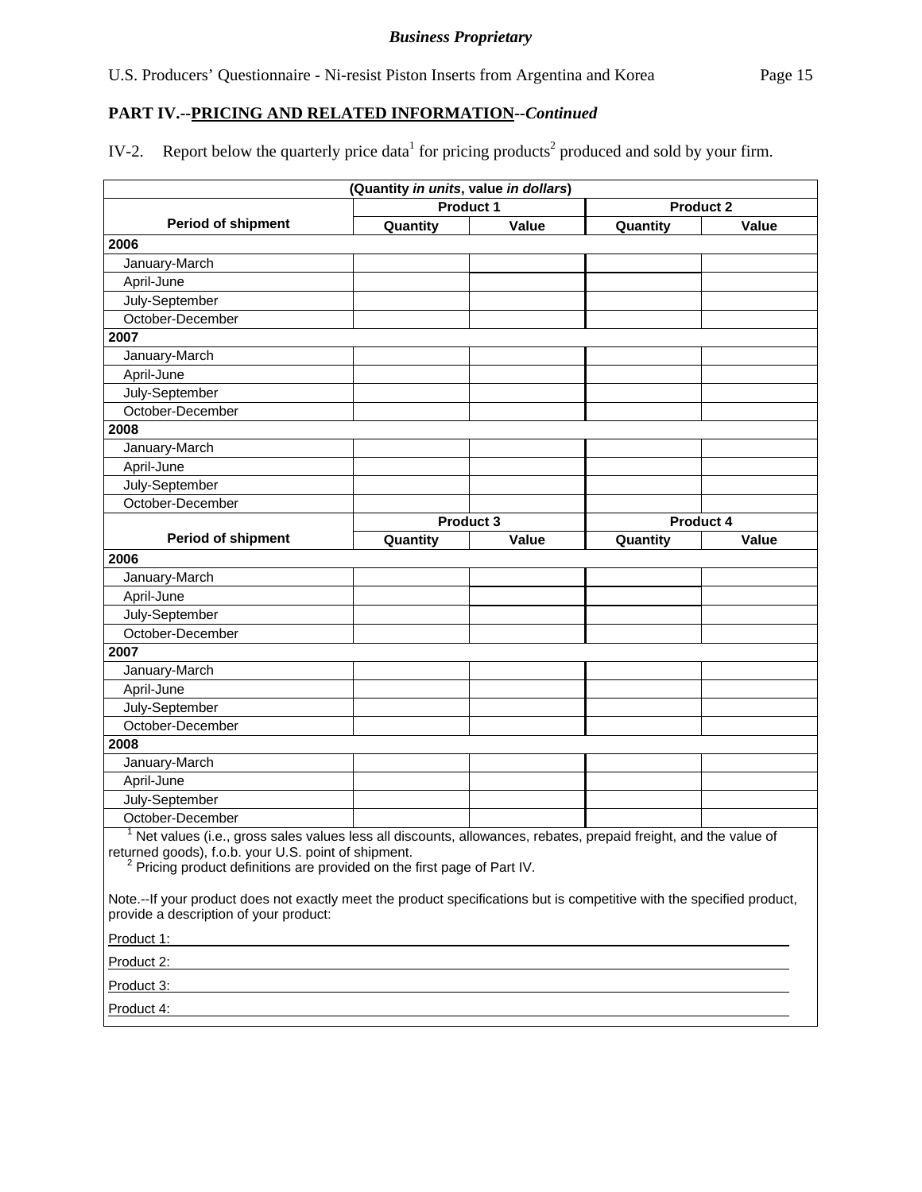**PART IV.--PRICING AND RELATED INFORMATION--*Continued***

IV-2. Report below the quarterly price data[1] for pricing products[2] produced and sold by your firm.

| (Quantity *in units*, value *in dollars*) | | | | |
|---|---|---|---|---|
| | Product 1 | | Product 2 | |
| **Period of shipment** | **Quantity** | **Value** | **Quantity** | **Value** |
| **2006** | | | | |
| January-March | | | | |
| April-June | | | | |
| July-September | | | | |
| October-December | | | | |
| **2007** | | | | |
| January-March | | | | |
| April-June | | | | |
| July-September | | | | |
| October-December | | | | |
| **2008** | | | | |
| January-March | | | | |
| April-June | | | | |
| July-September | | | | |
| October-December | | | | |
| | Product 3 | | Product 4 | |
| **Period of shipment** | **Quantity** | **Value** | **Quantity** | **Value** |
| **2006** | | | | |
| January-March | | | | |
| April-June | | | | |
| July-September | | | | |
| October-December | | | | |
| **2007** | | | | |
| January-March | | | | |
| April-June | | | | |
| July-September | | | | |
| October-December | | | | |
| **2008** | | | | |
| January-March | | | | |
| April-June | | | | |
| July-September | | | | |
| October-December | | | | |

[1] Net values (i.e., gross sales values less all discounts, allowances, rebates, prepaid freight, and the value of returned goods), f.o.b. your U.S. point of shipment.

[2] Pricing product definitions are provided on the first page of Part IV.

Note.--If your product does not exactly meet the product specifications but is competitive with the specified product, provide a description of your product:

Product 1: \_\_\_\_\_\_\_\_\_\_\_\_\_\_\_\_\_\_\_\_\_\_\_\_\_\_\_\_\_\_\_\_\_\_\_\_\_\_\_\_

Product 2: \_\_\_\_\_\_\_\_\_\_\_\_\_\_\_\_\_\_\_\_\_\_\_\_\_\_\_\_\_\_\_\_\_\_\_\_\_\_\_\_

Product 3: \_\_\_\_\_\_\_\_\_\_\_\_\_\_\_\_\_\_\_\_\_\_\_\_\_\_\_\_\_\_\_\_\_\_\_\_\_\_\_\_

Product 4: \_\_\_\_\_\_\_\_\_\_\_\_\_\_\_\_\_\_\_\_\_\_\_\_\_\_\_\_\_\_\_\_\_\_\_\_\_\_\_\_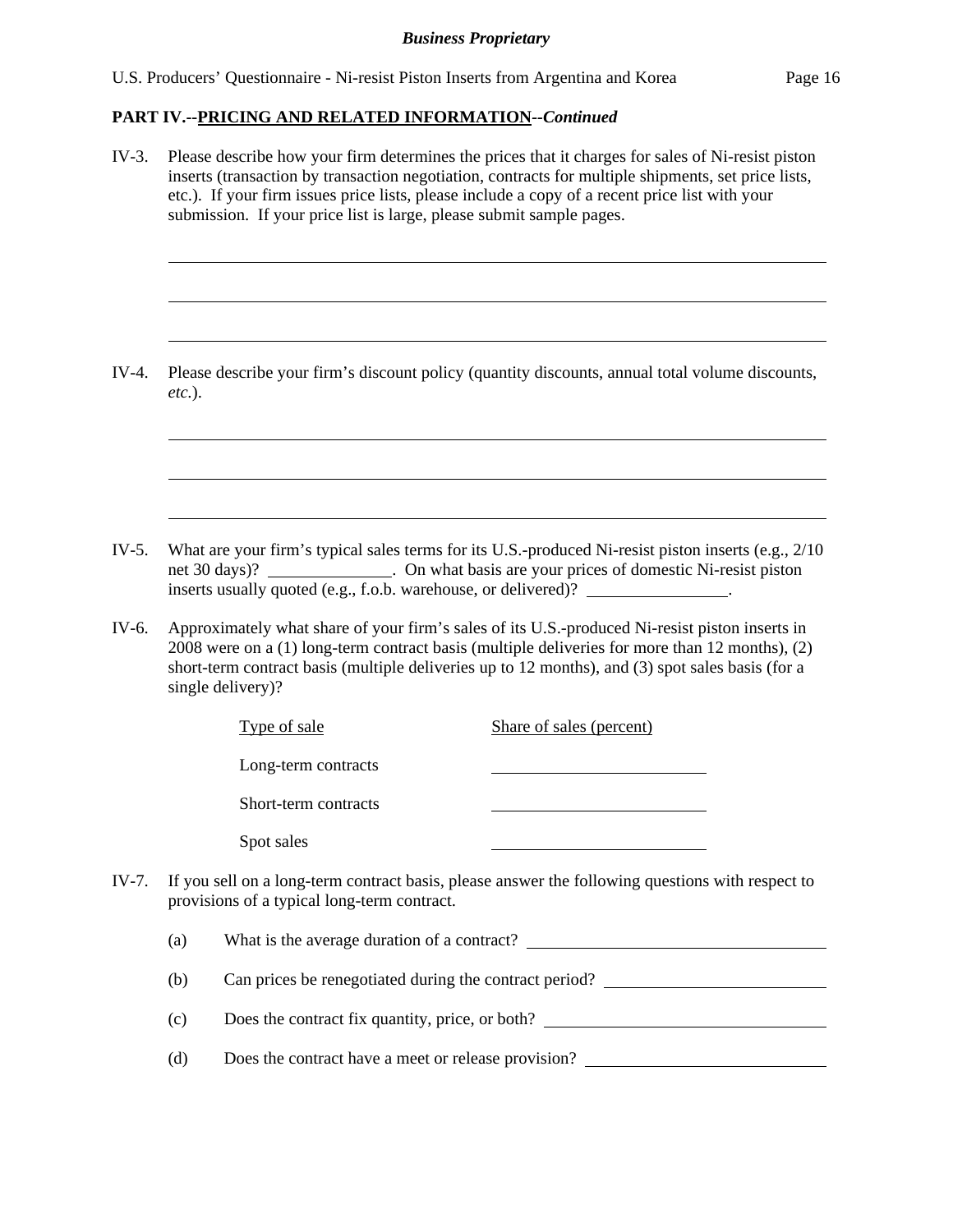**PART IV.--PRICING AND RELATED INFORMATION--*Continued***

IV-3. Please describe how your firm determines the prices that it charges for sales of Ni-resist piston inserts (transaction by transaction negotiation, contracts for multiple shipments, set price lists, etc.). If your firm issues price lists, please include a copy of a recent price list with your submission. If your price list is large, please submit sample pages.

\_\_\_\_\_\_\_\_\_\_\_\_\_\_\_\_\_\_\_\_\_\_\_\_\_\_\_\_\_\_\_\_\_\_\_\_\_\_\_\_\_\_\_\_\_\_\_\_\_\_\_\_\_\_\_\_\_\_\_\_

\_\_\_\_\_\_\_\_\_\_\_\_\_\_\_\_\_\_\_\_\_\_\_\_\_\_\_\_\_\_\_\_\_\_\_\_\_\_\_\_\_\_\_\_\_\_\_\_\_\_\_\_\_\_\_\_\_\_\_\_

\_\_\_\_\_\_\_\_\_\_\_\_\_\_\_\_\_\_\_\_\_\_\_\_\_\_\_\_\_\_\_\_\_\_\_\_\_\_\_\_\_\_\_\_\_\_\_\_\_\_\_\_\_\_\_\_\_\_\_\_

IV-4. Please describe your firm's discount policy (quantity discounts, annual total volume discounts, *etc.*).

\_\_\_\_\_\_\_\_\_\_\_\_\_\_\_\_\_\_\_\_\_\_\_\_\_\_\_\_\_\_\_\_\_\_\_\_\_\_\_\_\_\_\_\_\_\_\_\_\_\_\_\_\_\_\_\_\_\_\_\_

\_\_\_\_\_\_\_\_\_\_\_\_\_\_\_\_\_\_\_\_\_\_\_\_\_\_\_\_\_\_\_\_\_\_\_\_\_\_\_\_\_\_\_\_\_\_\_\_\_\_\_\_\_\_\_\_\_\_\_\_

\_\_\_\_\_\_\_\_\_\_\_\_\_\_\_\_\_\_\_\_\_\_\_\_\_\_\_\_\_\_\_\_\_\_\_\_\_\_\_\_\_\_\_\_\_\_\_\_\_\_\_\_\_\_\_\_\_\_\_\_

IV-5. What are your firm's typical sales terms for its U.S.-produced Ni-resist piston inserts (e.g., 2/10 net 30 days)? \_\_\_\_\_\_\_\_\_\_\_\_\_\_\_. On what basis are your prices of domestic Ni-resist piston inserts usually quoted (e.g., f.o.b. warehouse, or delivered)? \_\_\_\_\_\_\_\_\_\_\_\_\_\_\_\_\_.

IV-6. Approximately what share of your firm's sales of its U.S.-produced Ni-resist piston inserts in 2008 were on a (1) long-term contract basis (multiple deliveries for more than 12 months), (2) short-term contract basis (multiple deliveries up to 12 months), and (3) spot sales basis (for a single delivery)?

| Type of sale | Share of sales (percent) |
|---|---|
| Long-term contracts | \_\_\_\_\_\_\_\_\_\_\_\_\_\_\_\_\_\_\_\_ |
| Short-term contracts | \_\_\_\_\_\_\_\_\_\_\_\_\_\_\_\_\_\_\_\_ |
| Spot sales | \_\_\_\_\_\_\_\_\_\_\_\_\_\_\_\_\_\_\_\_ |

IV-7. If you sell on a long-term contract basis, please answer the following questions with respect to provisions of a typical long-term contract.

(a) What is the average duration of a contract? \_\_\_\_\_\_\_\_\_\_\_\_\_\_\_\_\_\_\_\_\_\_\_\_\_\_\_\_

(b) Can prices be renegotiated during the contract period? \_\_\_\_\_\_\_\_\_\_\_\_\_\_\_\_\_\_\_\_\_\_

(c) Does the contract fix quantity, price, or both? \_\_\_\_\_\_\_\_\_\_\_\_\_\_\_\_\_\_\_\_\_\_\_\_\_\_\_

(d) Does the contract have a meet or release provision? \_\_\_\_\_\_\_\_\_\_\_\_\_\_\_\_\_\_\_\_\_\_\_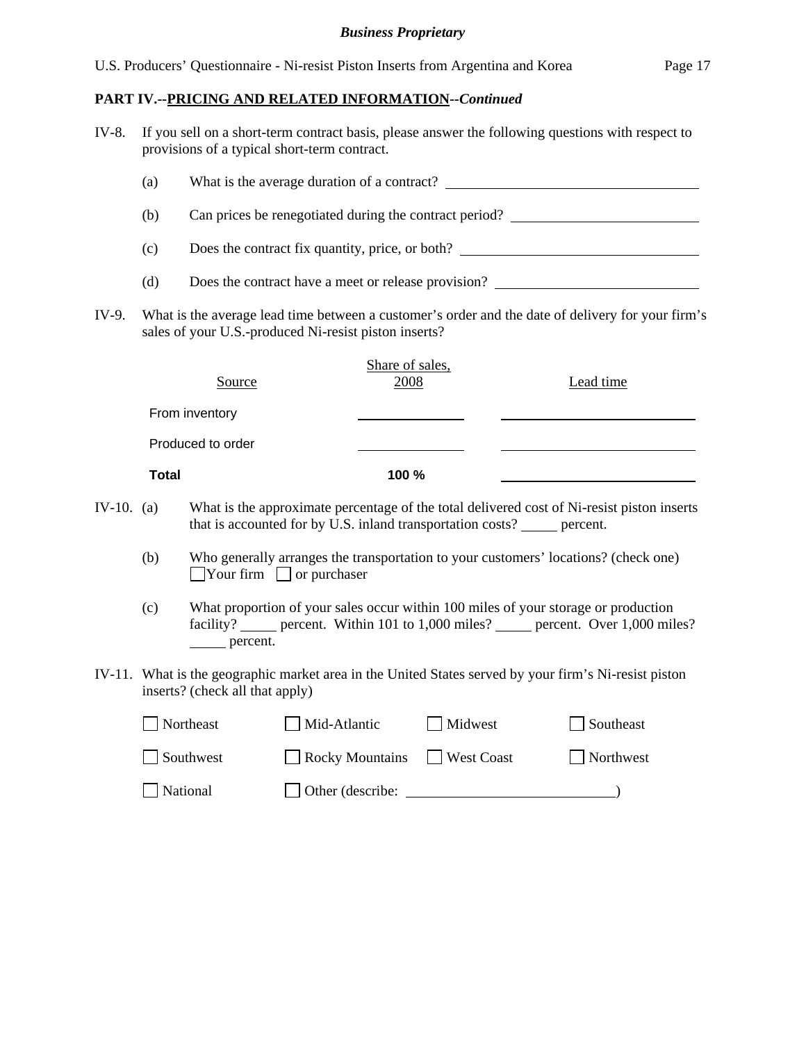## PART IV.--PRICING AND RELATED INFORMATION--*Continued*

IV-8. If you sell on a short-term contract basis, please answer the following questions with respect to provisions of a typical short-term contract.

(a) What is the average duration of a contract? ____________________

(b) Can prices be renegotiated during the contract period? ____________________

(c) Does the contract fix quantity, price, or both? ____________________

(d) Does the contract have a meet or release provision? ____________________

IV-9. What is the average lead time between a customer's order and the date of delivery for your firm's sales of your U.S.-produced Ni-resist piston inserts?

| Source | Share of sales, 2008 | Lead time |
|---|---|---|
| From inventory | ______ | ______ |
| Produced to order | ______ | ______ |
| **Total** | **100 %** | ______ |

IV-10. (a) What is the approximate percentage of the total delivered cost of Ni-resist piston inserts that is accounted for by U.S. inland transportation costs? _____ percent.

(b) Who generally arranges the transportation to your customers' locations? (check one)
☐ Your firm ☐ or purchaser

(c) What proportion of your sales occur within 100 miles of your storage or production facility? _____ percent. Within 101 to 1,000 miles? _____ percent. Over 1,000 miles? _____ percent.

IV-11. What is the geographic market area in the United States served by your firm's Ni-resist piston inserts? (check all that apply)

☐ Northeast ☐ Mid-Atlantic ☐ Midwest ☐ Southeast

☐ Southwest ☐ Rocky Mountains ☐ West Coast ☐ Northwest

☐ National ☐ Other (describe: ____________________)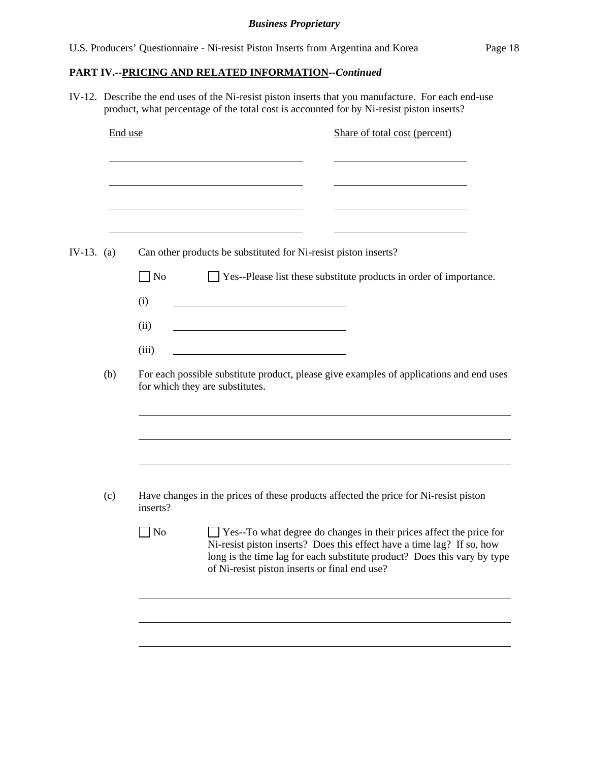## PART IV.--PRICING AND RELATED INFORMATION--*Continued*

IV-12. Describe the end uses of the Ni-resist piston inserts that you manufacture. For each end-use product, what percentage of the total cost is accounted for by Ni-resist piston inserts?

| End use | Share of total cost (percent) |
|---|---|
| | |
| | |
| | |
| | |

IV-13. (a) Can other products be substituted for Ni-resist piston inserts?

☐ No ☐ Yes--Please list these substitute products in order of importance.

(i) ______________________

(ii) ______________________

(iii) ______________________

(b) For each possible substitute product, please give examples of applications and end uses for which they are substitutes.

______________________________________________

______________________________________________

______________________________________________

(c) Have changes in the prices of these products affected the price for Ni-resist piston inserts?

☐ No ☐ Yes--To what degree do changes in their prices affect the price for Ni-resist piston inserts? Does this effect have a time lag? If so, how long is the time lag for each substitute product? Does this vary by type of Ni-resist piston inserts or final end use?

______________________________________________

______________________________________________

______________________________________________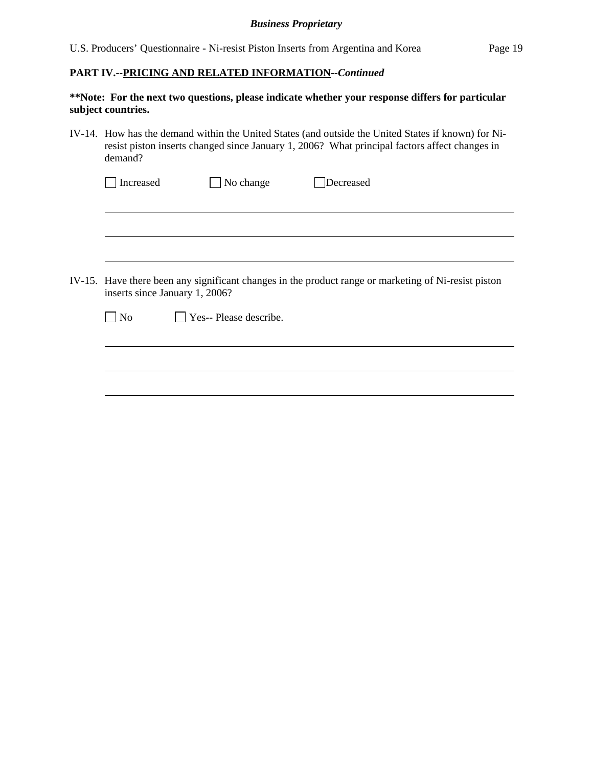**PART IV.--PRICING AND RELATED INFORMATION--*Continued***

**\*\*Note: For the next two questions, please indicate whether your response differs for particular subject countries.**

IV-14. How has the demand within the United States (and outside the United States if known) for Ni-resist piston inserts changed since January 1, 2006? What principal factors affect changes in demand?

☐ Increased ☐ No change ☐ Decreased

______________________________________________________________________________

______________________________________________________________________________

______________________________________________________________________________

IV-15. Have there been any significant changes in the product range or marketing of Ni-resist piston inserts since January 1, 2006?

☐ No ☐ Yes-- Please describe.

______________________________________________________________________________

______________________________________________________________________________

______________________________________________________________________________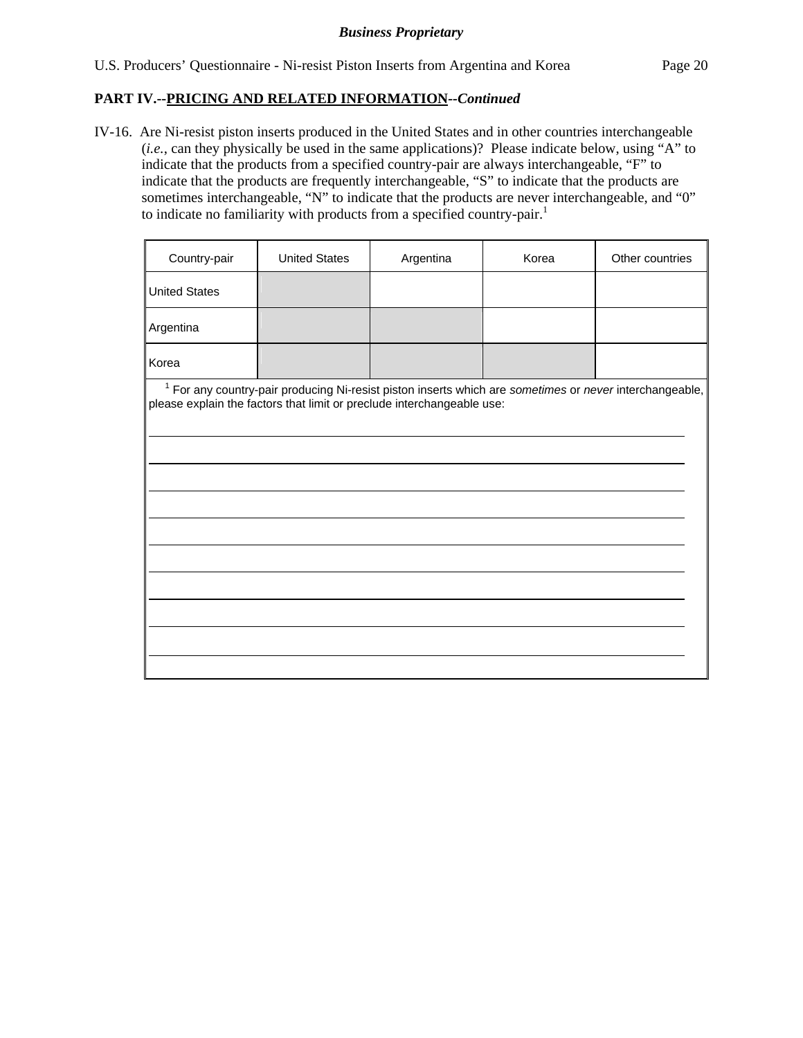*Business Proprietary*

**PART IV.--PRICING AND RELATED INFORMATION--*Continued***

IV-16. Are Ni-resist piston inserts produced in the United States and in other countries interchangeable (*i.e.*, can they physically be used in the same applications)? Please indicate below, using "A" to indicate that the products from a specified country-pair are always interchangeable, "F" to indicate that the products are frequently interchangeable, "S" to indicate that the products are sometimes interchangeable, "N" to indicate that the products are never interchangeable, and "0" to indicate no familiarity with products from a specified country-pair.[1]

| Country-pair | United States | Argentina | Korea | Other countries |
|---|---|---|---|---|
| United States | | | | |
| Argentina | | | | |
| Korea | | | | |

[1] For any country-pair producing Ni-resist piston inserts which are *sometimes* or *never* interchangeable, please explain the factors that limit or preclude interchangeable use:

______________________________________________________________________

______________________________________________________________________

______________________________________________________________________

______________________________________________________________________

______________________________________________________________________

______________________________________________________________________

______________________________________________________________________

______________________________________________________________________

______________________________________________________________________

______________________________________________________________________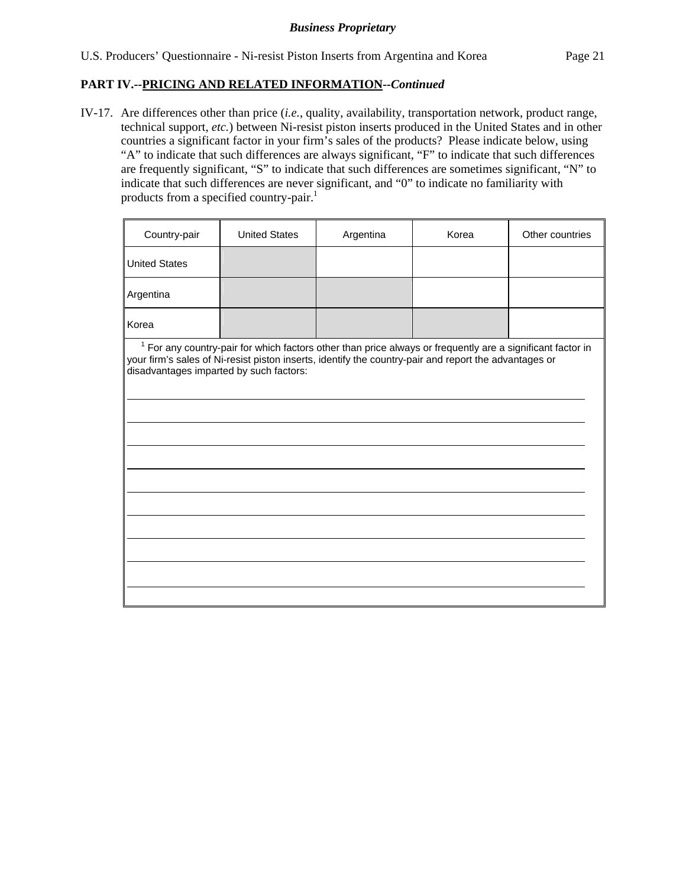## PART IV.--PRICING AND RELATED INFORMATION--*Continued*

IV-17. Are differences other than price (*i.e.*, quality, availability, transportation network, product range, technical support, *etc.*) between Ni-resist piston inserts produced in the United States and in other countries a significant factor in your firm's sales of the products? Please indicate below, using "A" to indicate that such differences are always significant, "F" to indicate that such differences are frequently significant, "S" to indicate that such differences are sometimes significant, "N" to indicate that such differences are never significant, and "0" to indicate no familiarity with products from a specified country-pair.[1]

| Country-pair | United States | Argentina | Korea | Other countries |
|---|---|---|---|---|
| United States | | | | |
| Argentina | | | | |
| Korea | | | | |

[1] For any country-pair for which factors other than price always or frequently are a significant factor in your firm's sales of Ni-resist piston inserts, identify the country-pair and report the advantages or disadvantages imparted by such factors: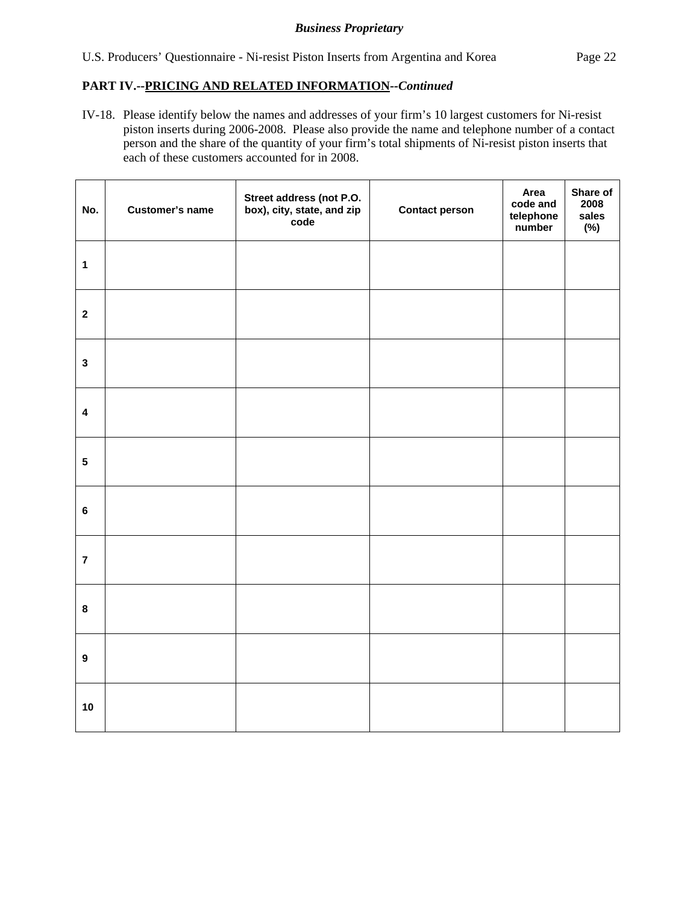**PART IV.--PRICING AND RELATED INFORMATION--*Continued***

IV-18. Please identify below the names and addresses of your firm's 10 largest customers for Ni-resist piston inserts during 2006-2008. Please also provide the name and telephone number of a contact person and the share of the quantity of your firm's total shipments of Ni-resist piston inserts that each of these customers accounted for in 2008.

| No. | Customer's name | Street address (not P.O. box), city, state, and zip code | Contact person | Area code and telephone number | Share of 2008 sales (%) |
|---|---|---|---|---|---|
| 1 | | | | | |
| 2 | | | | | |
| 3 | | | | | |
| 4 | | | | | |
| 5 | | | | | |
| 6 | | | | | |
| 7 | | | | | |
| 8 | | | | | |
| 9 | | | | | |
| 10 | | | | | |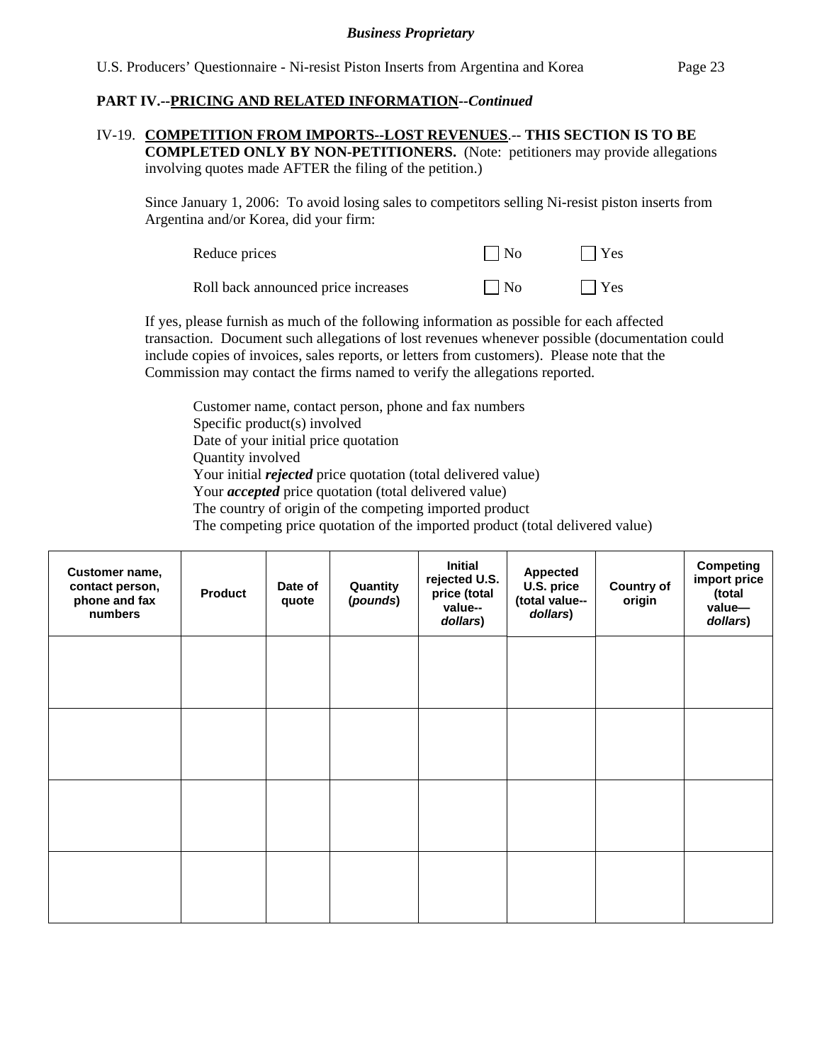**PART IV.--PRICING AND RELATED INFORMATION--*Continued***

IV-19. **COMPETITION FROM IMPORTS--LOST REVENUES**.-- **THIS SECTION IS TO BE COMPLETED ONLY BY NON-PETITIONERS.** (Note: petitioners may provide allegations involving quotes made AFTER the filing of the petition.)

Since January 1, 2006: To avoid losing sales to competitors selling Ni-resist piston inserts from Argentina and/or Korea, did your firm:

| | | |
|---|---|---|
| Reduce prices | ☐ No | ☐ Yes |
| Roll back announced price increases | ☐ No | ☐ Yes |

If yes, please furnish as much of the following information as possible for each affected transaction. Document such allegations of lost revenues whenever possible (documentation could include copies of invoices, sales reports, or letters from customers). Please note that the Commission may contact the firms named to verify the allegations reported.

Customer name, contact person, phone and fax numbers
Specific product(s) involved
Date of your initial price quotation
Quantity involved
Your initial ***rejected*** price quotation (total delivered value)
Your ***accepted*** price quotation (total delivered value)
The country of origin of the competing imported product
The competing price quotation of the imported product (total delivered value)

| Customer name, contact person, phone and fax numbers | Product | Date of quote | Quantity (*pounds*) | Initial rejected U.S. price (total value--*dollars*) | Appected U.S. price (total value--*dollars*) | Country of origin | Competing import price (total value—*dollars*) |
|---|---|---|---|---|---|---|---|
| | | | | | | | |
| | | | | | | | |
| | | | | | | | |
| | | | | | | | |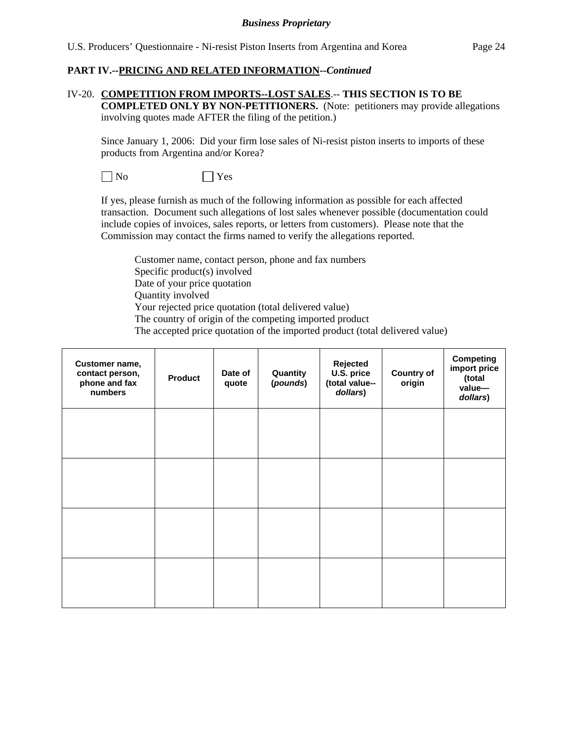**PART IV.--PRICING AND RELATED INFORMATION--*Continued***

IV-20. **COMPETITION FROM IMPORTS--LOST SALES**.-- **THIS SECTION IS TO BE COMPLETED ONLY BY NON-PETITIONERS.** (Note: petitioners may provide allegations involving quotes made AFTER the filing of the petition.)

Since January 1, 2006: Did your firm lose sales of Ni-resist piston inserts to imports of these products from Argentina and/or Korea?

☐ No ☐ Yes

If yes, please furnish as much of the following information as possible for each affected transaction. Document such allegations of lost sales whenever possible (documentation could include copies of invoices, sales reports, or letters from customers). Please note that the Commission may contact the firms named to verify the allegations reported.

Customer name, contact person, phone and fax numbers
Specific product(s) involved
Date of your price quotation
Quantity involved
Your rejected price quotation (total delivered value)
The country of origin of the competing imported product
The accepted price quotation of the imported product (total delivered value)

| Customer name, contact person, phone and fax numbers | Product | Date of quote | Quantity (*pounds*) | Rejected U.S. price (total value--*dollars*) | Country of origin | Competing import price (total value—*dollars*) |
|---|---|---|---|---|---|---|
| | | | | | | |
| | | | | | | |
| | | | | | | |
| | | | | | | |